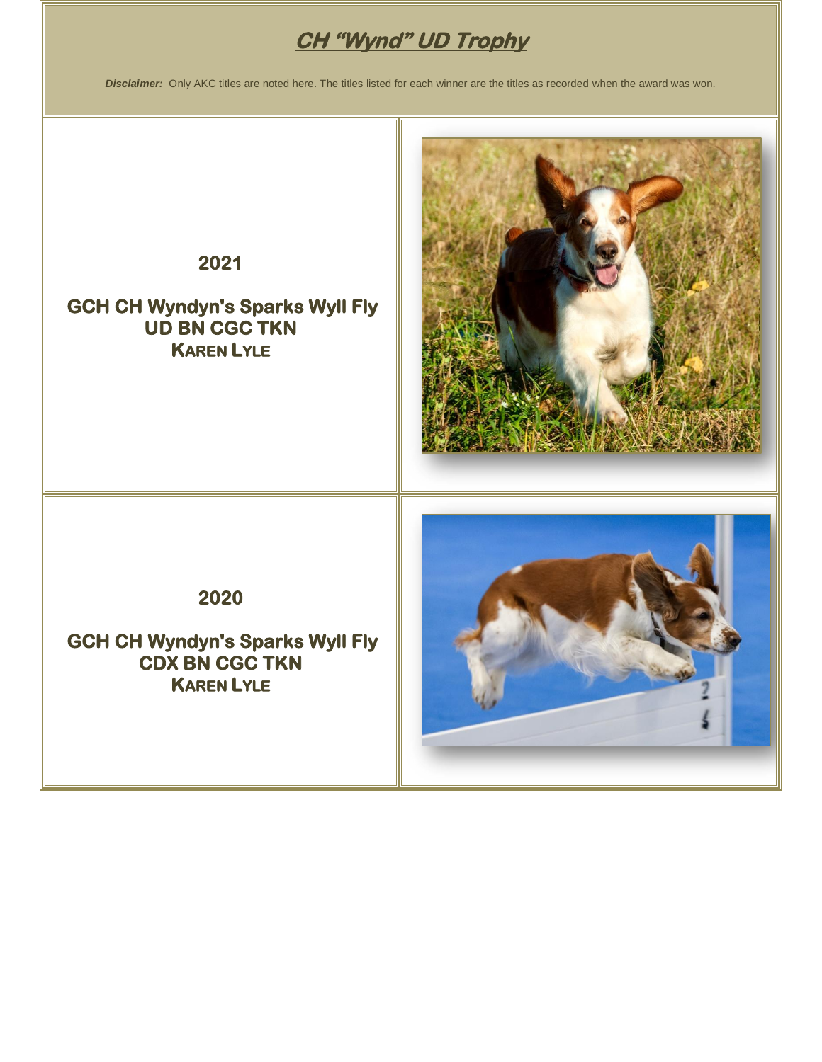# ***CH "Wynd" UD Trophy***

***Disclaimer:*** Only AKC titles are noted here. The titles listed for each winner are the titles as recorded when the award was won.

**2021**

**GCH CH Wyndyn's Sparks Wyll Fly UD BN CGC TKN**
**KAREN LYLE**

**2020**

**GCH CH Wyndyn's Sparks Wyll Fly CDX BN CGC TKN**
**KAREN LYLE**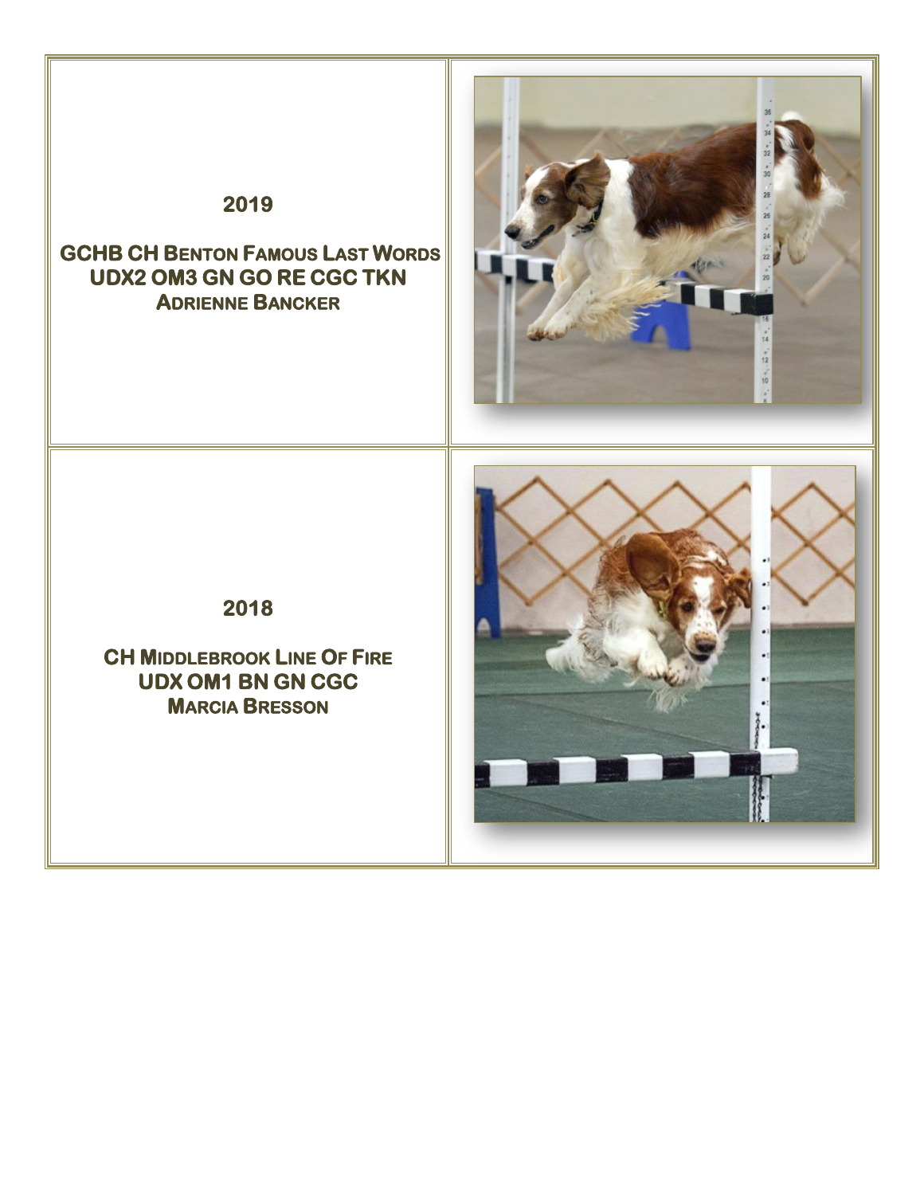**2019**

**GCHB CH Benton Famous Last Words**
**UDX2 OM3 GN GO RE CGC TKN**
**Adrienne Bancker**

**2018**

**CH Middlebrook Line Of Fire**
**UDX OM1 BN GN CGC**
**Marcia Bresson**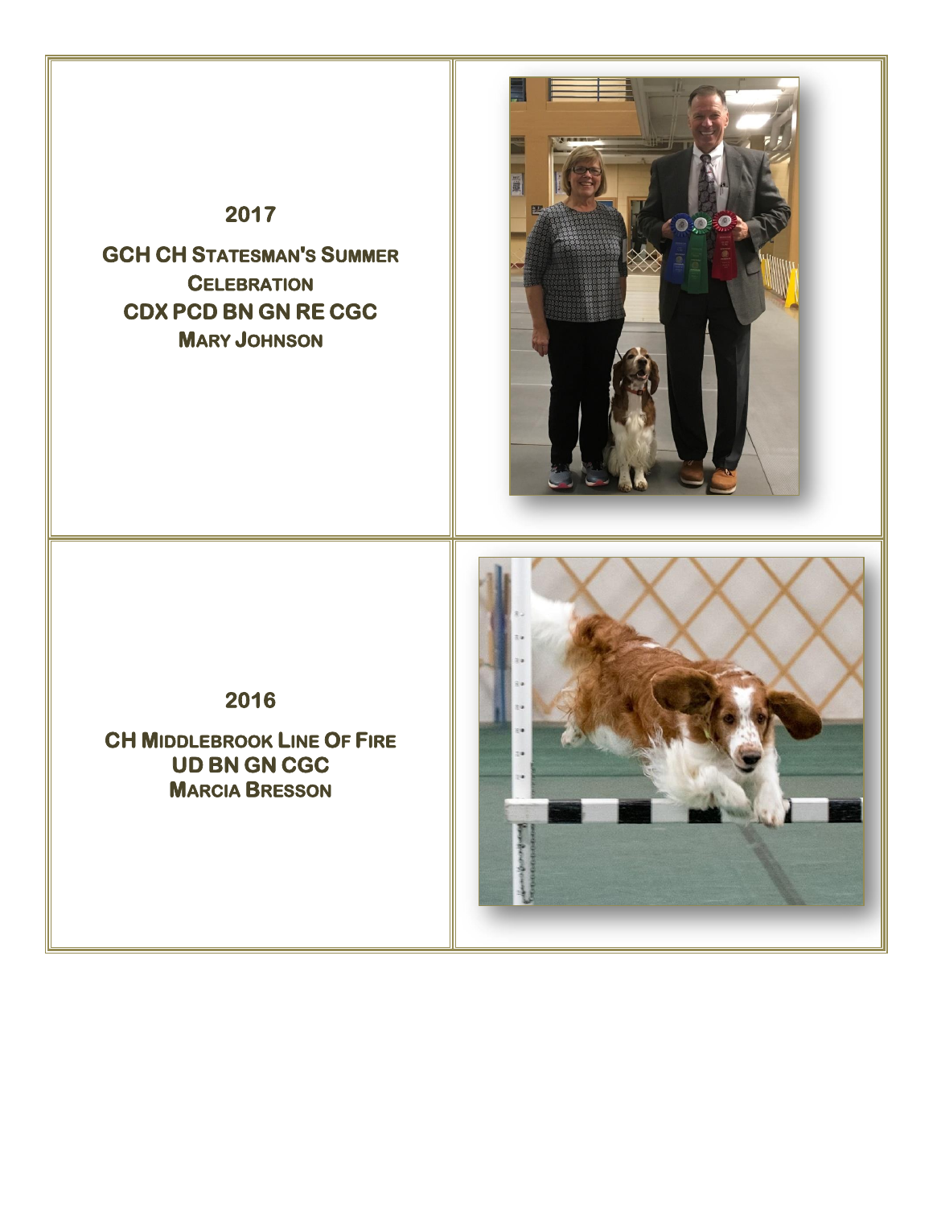**2017**

**GCH CH Statesman's Summer Celebration**
**CDX PCD BN GN RE CGC**
**Mary Johnson**

**2016**

**CH Middlebrook Line Of Fire**
**UD BN GN CGC**
**Marcia Bresson**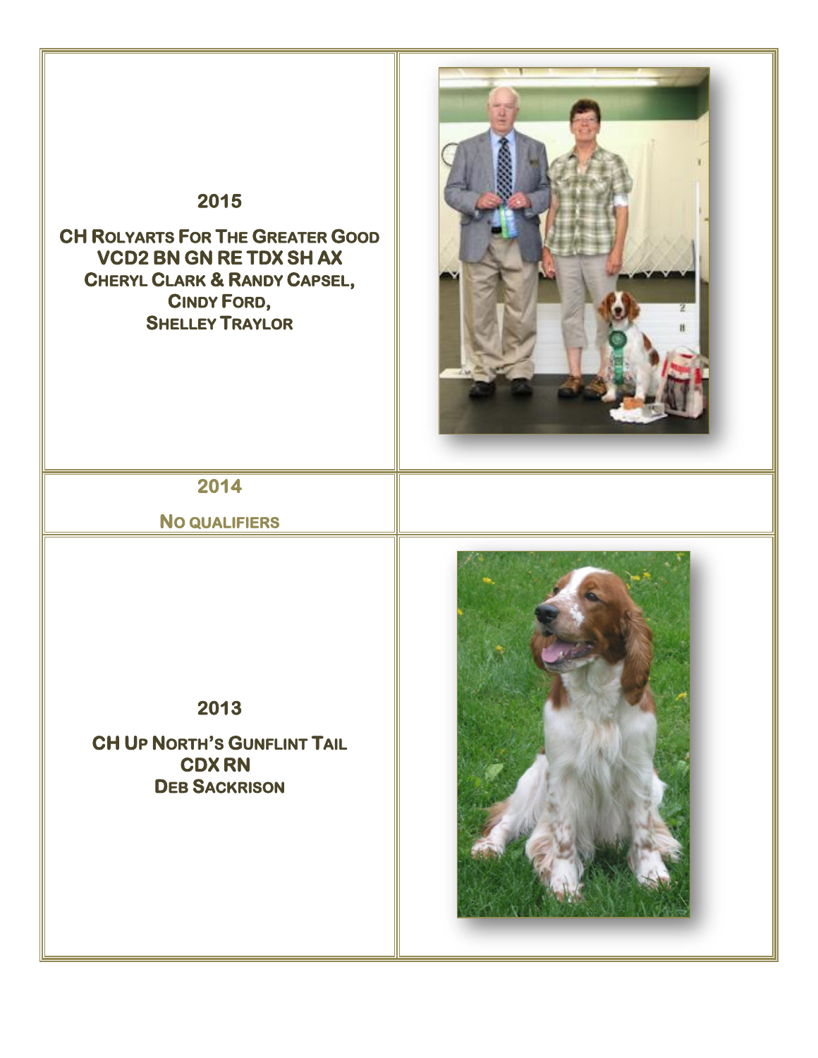## 2015

**CH Rolyarts For The Greater Good VCD2 BN GN RE TDX SH AX**
**Cheryl Clark & Randy Capsel,**
**Cindy Ford,**
**Shelley Traylor**

## 2014

**No qualifiers**

## 2013

**CH Up North's Gunflint Tail CDX RN**
**Deb Sackrison**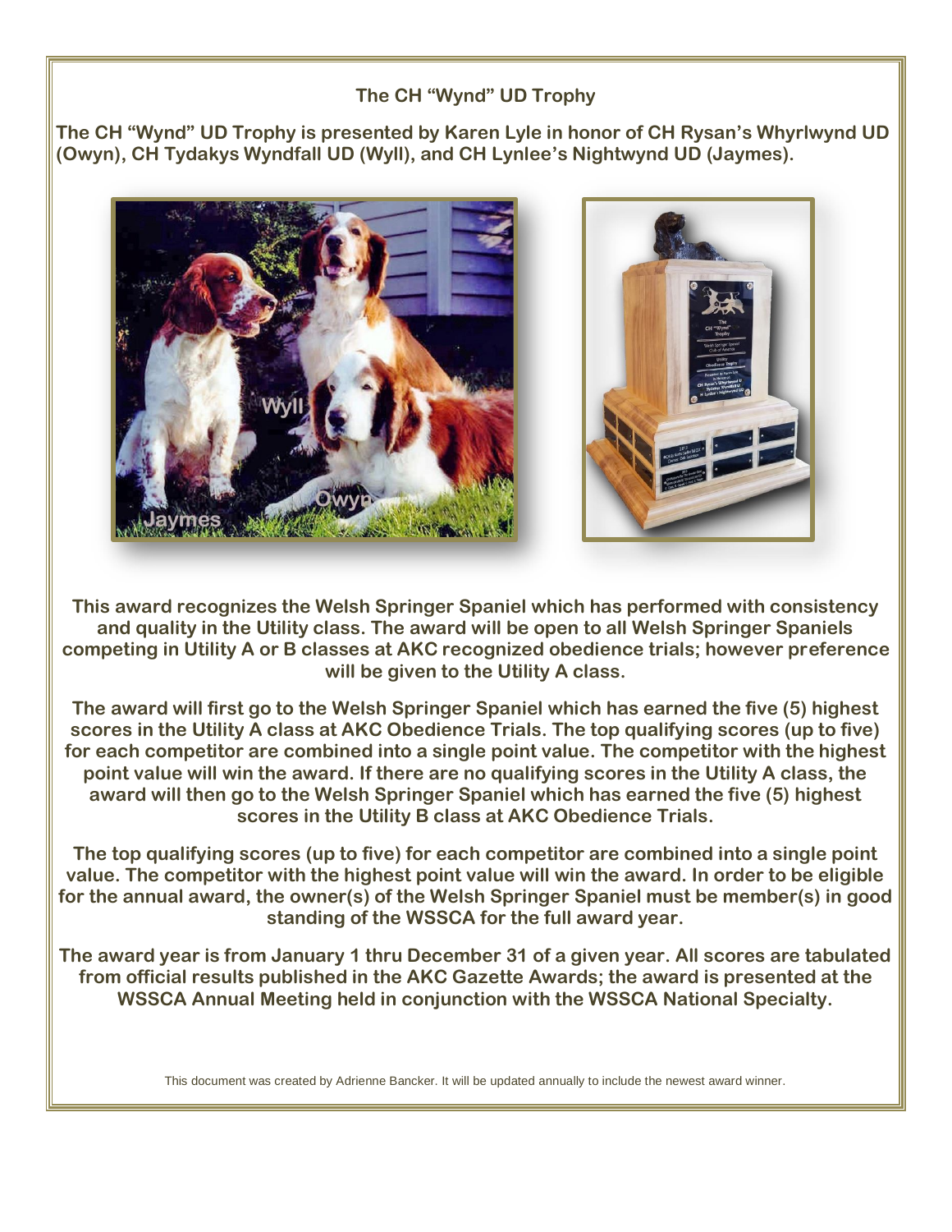## The CH "Wynd" UD Trophy

**The CH "Wynd" UD Trophy is presented by Karen Lyle in honor of CH Rysan's Whyrlwynd UD (Owyn), CH Tydakys Wyndfall UD (Wyll), and CH Lynlee's Nightwynd UD (Jaymes).**

**This award recognizes the Welsh Springer Spaniel which has performed with consistency and quality in the Utility class. The award will be open to all Welsh Springer Spaniels competing in Utility A or B classes at AKC recognized obedience trials; however preference will be given to the Utility A class.**

**The award will first go to the Welsh Springer Spaniel which has earned the five (5) highest scores in the Utility A class at AKC Obedience Trials. The top qualifying scores (up to five) for each competitor are combined into a single point value. The competitor with the highest point value will win the award. If there are no qualifying scores in the Utility A class, the award will then go to the Welsh Springer Spaniel which has earned the five (5) highest scores in the Utility B class at AKC Obedience Trials.**

**The top qualifying scores (up to five) for each competitor are combined into a single point value. The competitor with the highest point value will win the award. In order to be eligible for the annual award, the owner(s) of the Welsh Springer Spaniel must be member(s) in good standing of the WSSCA for the full award year.**

**The award year is from January 1 thru December 31 of a given year. All scores are tabulated from official results published in the AKC Gazette Awards; the award is presented at the WSSCA Annual Meeting held in conjunction with the WSSCA National Specialty.**

This document was created by Adrienne Bancker. It will be updated annually to include the newest award winner.